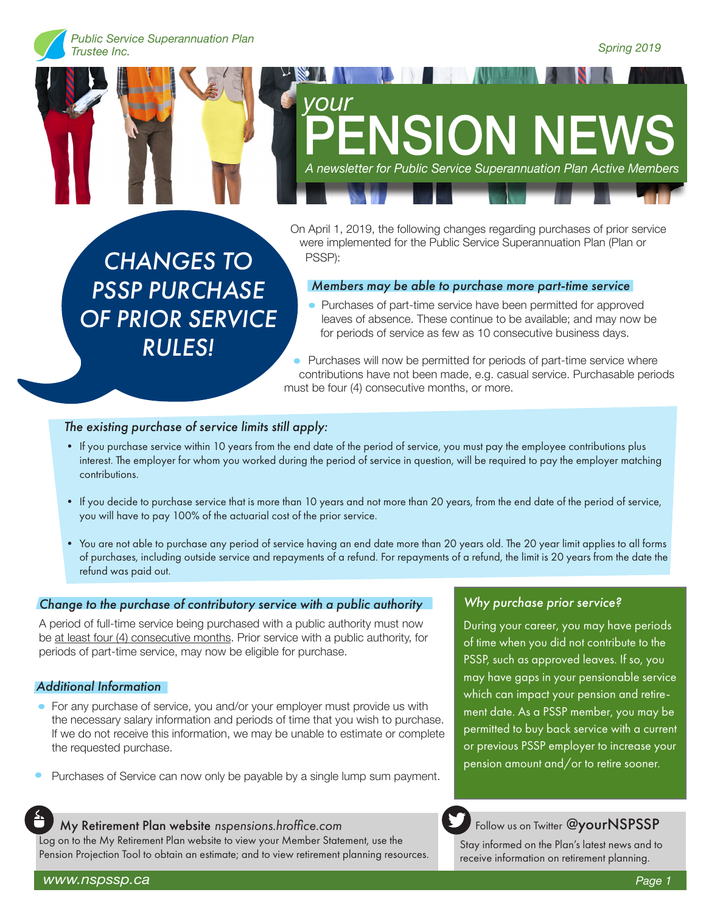Public Service Superannuation Plan Trustee Inc.

Spring 2019

# your PENSION NEWS

*A newsletter for Public Service Superannuation Plan Active Members*

## CHANGES TO PSSP PURCHASE OF PRIOR SERVICE RULES!

On April 1, 2019, the following changes regarding purchases of prior service were implemented for the Public Service Superannuation Plan (Plan or PSSP):

### *Members may be able to purchase more part-time service*

- Purchases of part-time service have been permitted for approved leaves of absence. These continue to be available; and may now be for periods of service as few as 10 consecutive business days.
- Purchases will now be permitted for periods of part-time service where contributions have not been made, e.g. casual service. Purchasable periods must be four (4) consecutive months, or more.

### *The existing purchase of service limits still apply:*

- If you purchase service within 10 years from the end date of the period of service, you must pay the employee contributions plus interest. The employer for whom you worked during the period of service in question, will be required to pay the employer matching contributions.
- If you decide to purchase service that is more than 10 years and not more than 20 years, from the end date of the period of service, you will have to pay 100% of the actuarial cost of the prior service.
- You are not able to purchase any period of service having an end date more than 20 years old. The 20 year limit applies to all forms of purchases, including outside service and repayments of a refund. For repayments of a refund, the limit is 20 years from the date the refund was paid out.

### *Change to the purchase of contributory service with a public authority*

A period of full-time service being purchased with a public authority must now be at least four (4) consecutive months. Prior service with a public authority, for periods of part-time service, may now be eligible for purchase.

### *Additional Information*

- For any purchase of service, you and/or your employer must provide us with the necessary salary information and periods of time that you wish to purchase. If we do not receive this information, we may be unable to estimate or complete the requested purchase.
- Purchases of Service can now only be payable by a single lump sum payment.

### *Why purchase prior service?*

During your career, you may have periods of time when you did not contribute to the PSSP, such as approved leaves. If so, you may have gaps in your pensionable service which can impact your pension and retirement date. As a PSSP member, you may be permitted to buy back service with a current or previous PSSP employer to increase your pension amount and/or to retire sooner.

**My Retirement Plan website** *nspensions.hroffice.com*

Log on to the My Retirement Plan website to view your Member Statement, use the Pension Projection Tool to obtain an estimate; and to view retirement planning resources.

Follow us on Twitter **@yourNSPSSP**

Stay informed on the Plan's latest news and to receive information on retirement planning.

www.nspssp.ca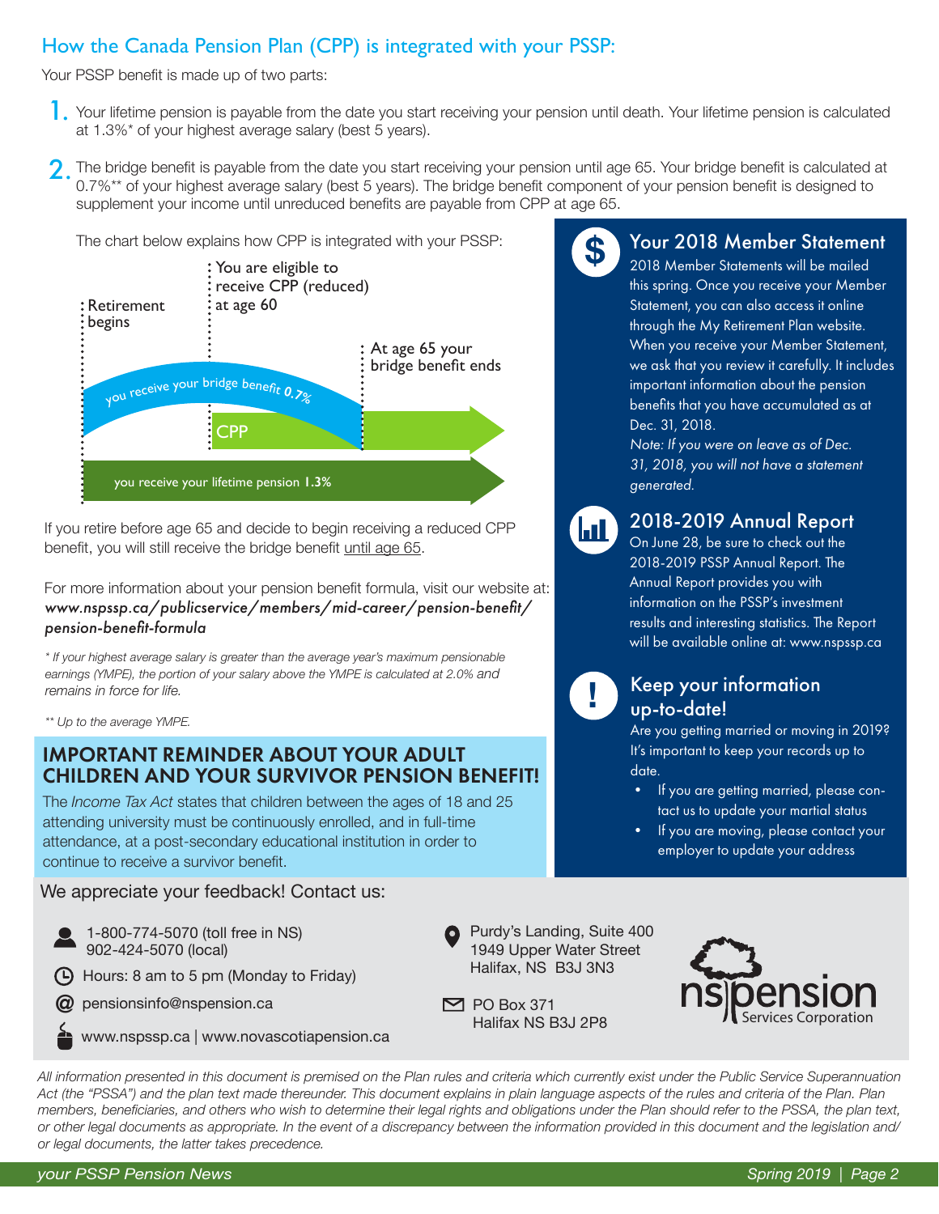## How the Canada Pension Plan (CPP) is integrated with your PSSP:

Your PSSP benefit is made up of two parts:

1. Your lifetime pension is payable from the date you start receiving your pension until death. Your lifetime pension is calculated at 1.3%* of your highest average salary (best 5 years).

2. The bridge benefit is payable from the date you start receiving your pension until age 65. Your bridge benefit is calculated at 0.7%** of your highest average salary (best 5 years). The bridge benefit component of your pension benefit is designed to supplement your income until unreduced benefits are payable from CPP at age 65.

The chart below explains how CPP is integrated with your PSSP:

Retirement begins

You are eligible to receive CPP (reduced) at age 60

At age 65 your bridge benefit ends

you receive your bridge benefit 0.7%

CPP

you receive your lifetime pension 1.3%

If you retire before age 65 and decide to begin receiving a reduced CPP benefit, you will still receive the bridge benefit until age 65.

For more information about your pension benefit formula, visit our website at: *www.nspssp.ca/publicservice/members/mid-career/pension-benefit/pension-benefit-formula*

*\* If your highest average salary is greater than the average year's maximum pensionable earnings (YMPE), the portion of your salary above the YMPE is calculated at 2.0% and remains in force for life.*

*\*\* Up to the average YMPE.*

## IMPORTANT REMINDER ABOUT YOUR ADULT CHILDREN AND YOUR SURVIVOR PENSION BENEFIT!

The *Income Tax Act* states that children between the ages of 18 and 25 attending university must be continuously enrolled, and in full-time attendance, at a post-secondary educational institution in order to continue to receive a survivor benefit.

## Your 2018 Member Statement

2018 Member Statements will be mailed this spring. Once you receive your Member Statement, you can also access it online through the My Retirement Plan website. When you receive your Member Statement, we ask that you review it carefully. It includes important information about the pension benefits that you have accumulated as at Dec. 31, 2018.

*Note: If you were on leave as of Dec. 31, 2018, you will not have a statement generated.*

## 2018-2019 Annual Report

On June 28, be sure to check out the 2018-2019 PSSP Annual Report. The Annual Report provides you with information on the PSSP's investment results and interesting statistics. The Report will be available online at: www.nspssp.ca

## Keep your information up-to-date!

Are you getting married or moving in 2019? It's important to keep your records up to date.

- If you are getting married, please contact us to update your martial status
- If you are moving, please contact your employer to update your address

## We appreciate your feedback! Contact us:

1-800-774-5070 (toll free in NS)
902-424-5070 (local)

Hours: 8 am to 5 pm (Monday to Friday)

pensionsinfo@nspension.ca

www.nspssp.ca | www.novascotiapension.ca

Purdy's Landing, Suite 400
1949 Upper Water Street
Halifax, NS B3J 3N3

PO Box 371
Halifax NS B3J 2P8

nspension Services Corporation

*All information presented in this document is premised on the Plan rules and criteria which currently exist under the Public Service Superannuation Act (the "PSSA") and the plan text made thereunder. This document explains in plain language aspects of the rules and criteria of the Plan. Plan members, beneficiaries, and others who wish to determine their legal rights and obligations under the Plan should refer to the PSSA, the plan text, or other legal documents as appropriate. In the event of a discrepancy between the information provided in this document and the legislation and/or legal documents, the latter takes precedence.*